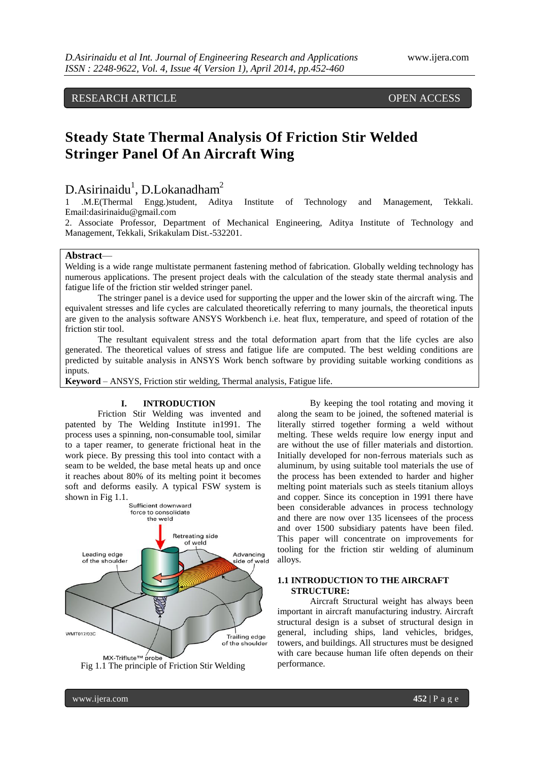RESEARCH ARTICLE OPEN ACCESS

# Steady State Thermal Analysis Of Friction Stir Welded Stringer Panel Of An Aircraft Wing

D.Asirinaidu[1], D.Lokanadham[2]

1 .M.E(Thermal Engg.)student, Aditya Institute of Technology and Management, Tekkali. Email:dasirinaidu@gmail.com

2. Associate Professor, Department of Mechanical Engineering, Aditya Institute of Technology and Management, Tekkali, Srikakulam Dist.-532201.

**Abstract**—

Welding is a wide range multistate permanent fastening method of fabrication. Globally welding technology has numerous applications. The present project deals with the calculation of the steady state thermal analysis and fatigue life of the friction stir welded stringer panel.

The stringer panel is a device used for supporting the upper and the lower skin of the aircraft wing. The equivalent stresses and life cycles are calculated theoretically referring to many journals, the theoretical inputs are given to the analysis software ANSYS Workbench i.e. heat flux, temperature, and speed of rotation of the friction stir tool.

The resultant equivalent stress and the total deformation apart from that the life cycles are also generated. The theoretical values of stress and fatigue life are computed. The best welding conditions are predicted by suitable analysis in ANSYS Work bench software by providing suitable working conditions as inputs.

**Keyword** – ANSYS, Friction stir welding, Thermal analysis, Fatigue life.

## I. INTRODUCTION

Friction Stir Welding was invented and patented by The Welding Institute in1991. The process uses a spinning, non-consumable tool, similar to a taper reamer, to generate frictional heat in the work piece. By pressing this tool into contact with a seam to be welded, the base metal heats up and once it reaches about 80% of its melting point it becomes soft and deforms easily. A typical FSW system is shown in Fig 1.1.

Fig 1.1 The principle of Friction Stir Welding

By keeping the tool rotating and moving it along the seam to be joined, the softened material is literally stirred together forming a weld without melting. These welds require low energy input and are without the use of filler materials and distortion. Initially developed for non-ferrous materials such as aluminum, by using suitable tool materials the use of the process has been extended to harder and higher melting point materials such as steels titanium alloys and copper. Since its conception in 1991 there have been considerable advances in process technology and there are now over 135 licensees of the process and over 1500 subsidiary patents have been filed. This paper will concentrate on improvements for tooling for the friction stir welding of aluminum alloys.

### 1.1 INTRODUCTION TO THE AIRCRAFT STRUCTURE:

Aircraft Structural weight has always been important in aircraft manufacturing industry. Aircraft structural design is a subset of structural design in general, including ships, land vehicles, bridges, towers, and buildings. All structures must be designed with care because human life often depends on their performance.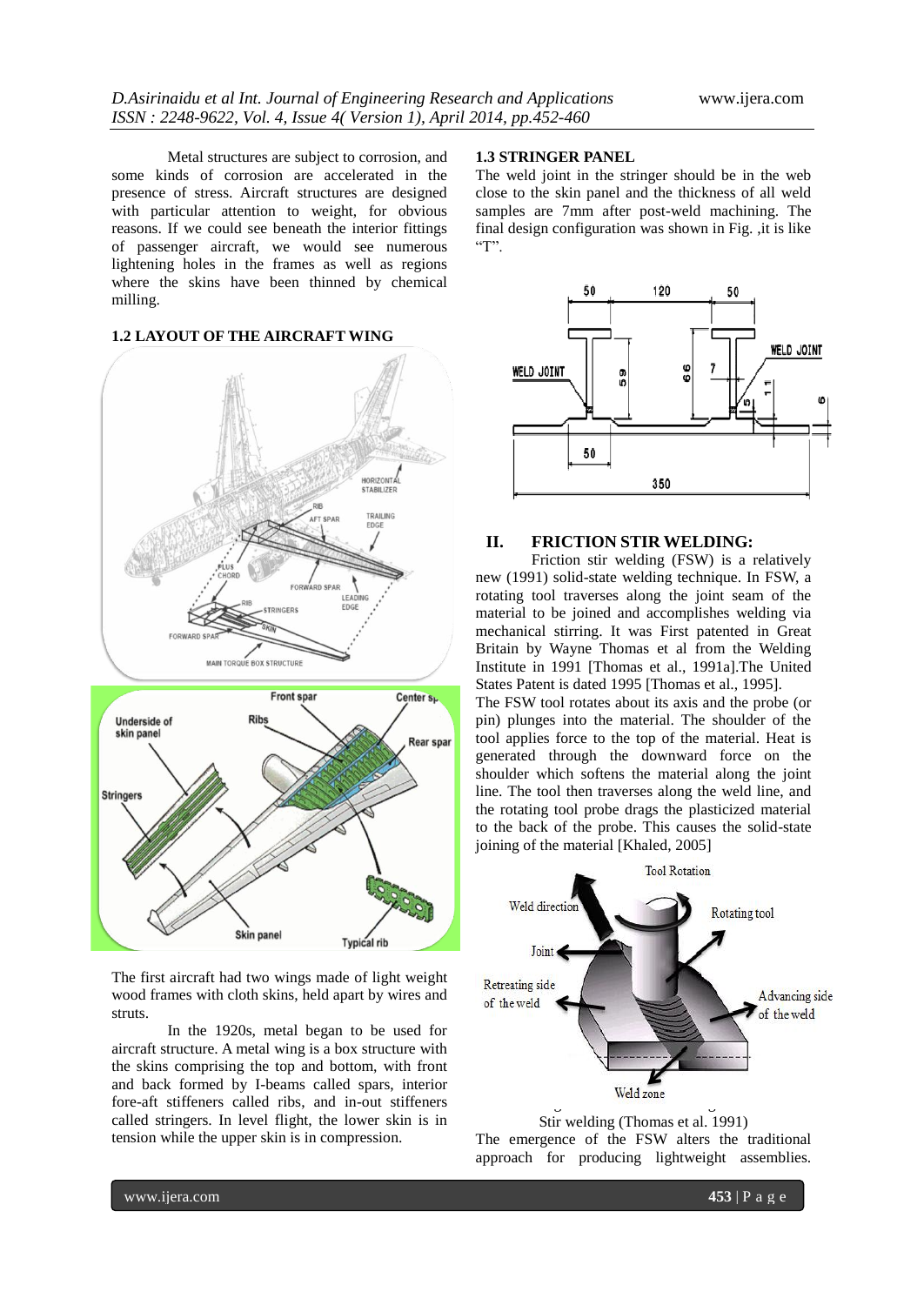Metal structures are subject to corrosion, and some kinds of corrosion are accelerated in the presence of stress. Aircraft structures are designed with particular attention to weight, for obvious reasons. If we could see beneath the interior fittings of passenger aircraft, we would see numerous lightening holes in the frames as well as regions where the skins have been thinned by chemical milling.

### 1.2 LAYOUT OF THE AIRCRAFT WING

The first aircraft had two wings made of light weight wood frames with cloth skins, held apart by wires and struts.

In the 1920s, metal began to be used for aircraft structure. A metal wing is a box structure with the skins comprising the top and bottom, with front and back formed by I-beams called spars, interior fore-aft stiffeners called ribs, and in-out stiffeners called stringers. In level flight, the lower skin is in tension while the upper skin is in compression.

### 1.3 STRINGER PANEL

The weld joint in the stringer should be in the web close to the skin panel and the thickness of all weld samples are 7mm after post-weld machining. The final design configuration was shown in Fig. ,it is like "T".

## II. FRICTION STIR WELDING:

Friction stir welding (FSW) is a relatively new (1991) solid-state welding technique. In FSW, a rotating tool traverses along the joint seam of the material to be joined and accomplishes welding via mechanical stirring. It was First patented in Great Britain by Wayne Thomas et al from the Welding Institute in 1991 [Thomas et al., 1991a].The United States Patent is dated 1995 [Thomas et al., 1995].

The FSW tool rotates about its axis and the probe (or pin) plunges into the material. The shoulder of the tool applies force to the top of the material. Heat is generated through the downward force on the shoulder which softens the material along the joint line. The tool then traverses along the weld line, and the rotating tool probe drags the plasticized material to the back of the probe. This causes the solid-state joining of the material [Khaled, 2005]

Stir welding (Thomas et al. 1991)

The emergence of the FSW alters the traditional approach for producing lightweight assemblies.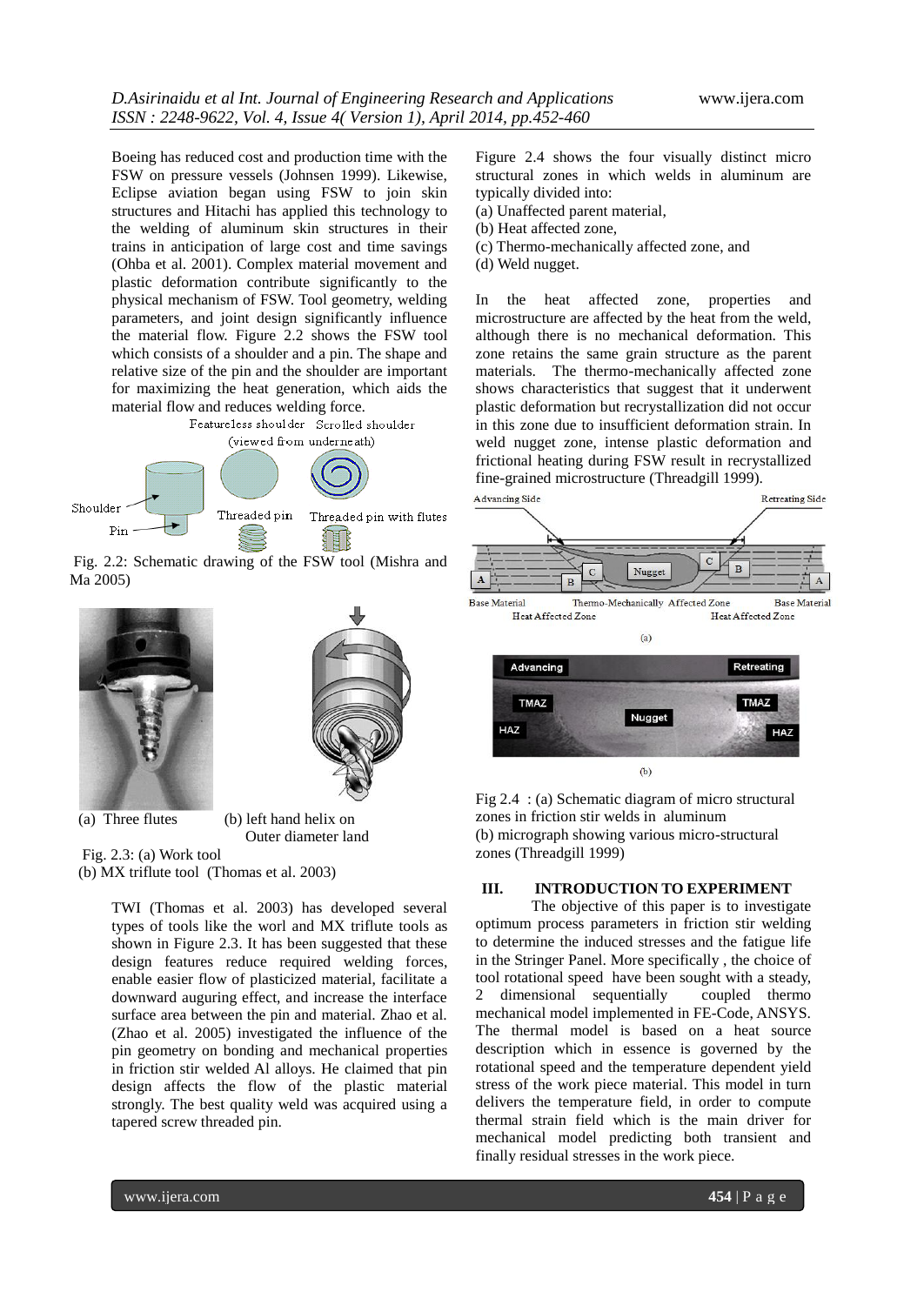Boeing has reduced cost and production time with the FSW on pressure vessels (Johnsen 1999). Likewise, Eclipse aviation began using FSW to join skin structures and Hitachi has applied this technology to the welding of aluminum skin structures in their trains in anticipation of large cost and time savings (Ohba et al. 2001). Complex material movement and plastic deformation contribute significantly to the physical mechanism of FSW. Tool geometry, welding parameters, and joint design significantly influence the material flow. Figure 2.2 shows the FSW tool which consists of a shoulder and a pin. The shape and relative size of the pin and the shoulder are important for maximizing the heat generation, which aids the material flow and reduces welding force.

Fig. 2.2: Schematic drawing of the FSW tool (Mishra and Ma 2005)

(a) Three flutes (b) left hand helix on Outer diameter land

Fig. 2.3: (a) Work tool
(b) MX triflute tool (Thomas et al. 2003)

TWI (Thomas et al. 2003) has developed several types of tools like the worl and MX triflute tools as shown in Figure 2.3. It has been suggested that these design features reduce required welding forces, enable easier flow of plasticized material, facilitate a downward auguring effect, and increase the interface surface area between the pin and material. Zhao et al. (Zhao et al. 2005) investigated the influence of the pin geometry on bonding and mechanical properties in friction stir welded Al alloys. He claimed that pin design affects the flow of the plastic material strongly. The best quality weld was acquired using a tapered screw threaded pin.

Figure 2.4 shows the four visually distinct micro structural zones in which welds in aluminum are typically divided into:

(a) Unaffected parent material,
(b) Heat affected zone,
(c) Thermo-mechanically affected zone, and
(d) Weld nugget.

In the heat affected zone, properties and microstructure are affected by the heat from the weld, although there is no mechanical deformation. This zone retains the same grain structure as the parent materials. The thermo-mechanically affected zone shows characteristics that suggest that it underwent plastic deformation but recrystallization did not occur in this zone due to insufficient deformation strain. In weld nugget zone, intense plastic deformation and frictional heating during FSW result in recrystallized fine-grained microstructure (Threadgill 1999).

Fig 2.4 : (a) Schematic diagram of micro structural zones in friction stir welds in aluminum
(b) micrograph showing various micro-structural zones (Threadgill 1999)

## III. INTRODUCTION TO EXPERIMENT

The objective of this paper is to investigate optimum process parameters in friction stir welding to determine the induced stresses and the fatigue life in the Stringer Panel. More specifically , the choice of tool rotational speed have been sought with a steady, 2 dimensional sequentially coupled thermo mechanical model implemented in FE-Code, ANSYS. The thermal model is based on a heat source description which in essence is governed by the rotational speed and the temperature dependent yield stress of the work piece material. This model in turn delivers the temperature field, in order to compute thermal strain field which is the main driver for mechanical model predicting both transient and finally residual stresses in the work piece.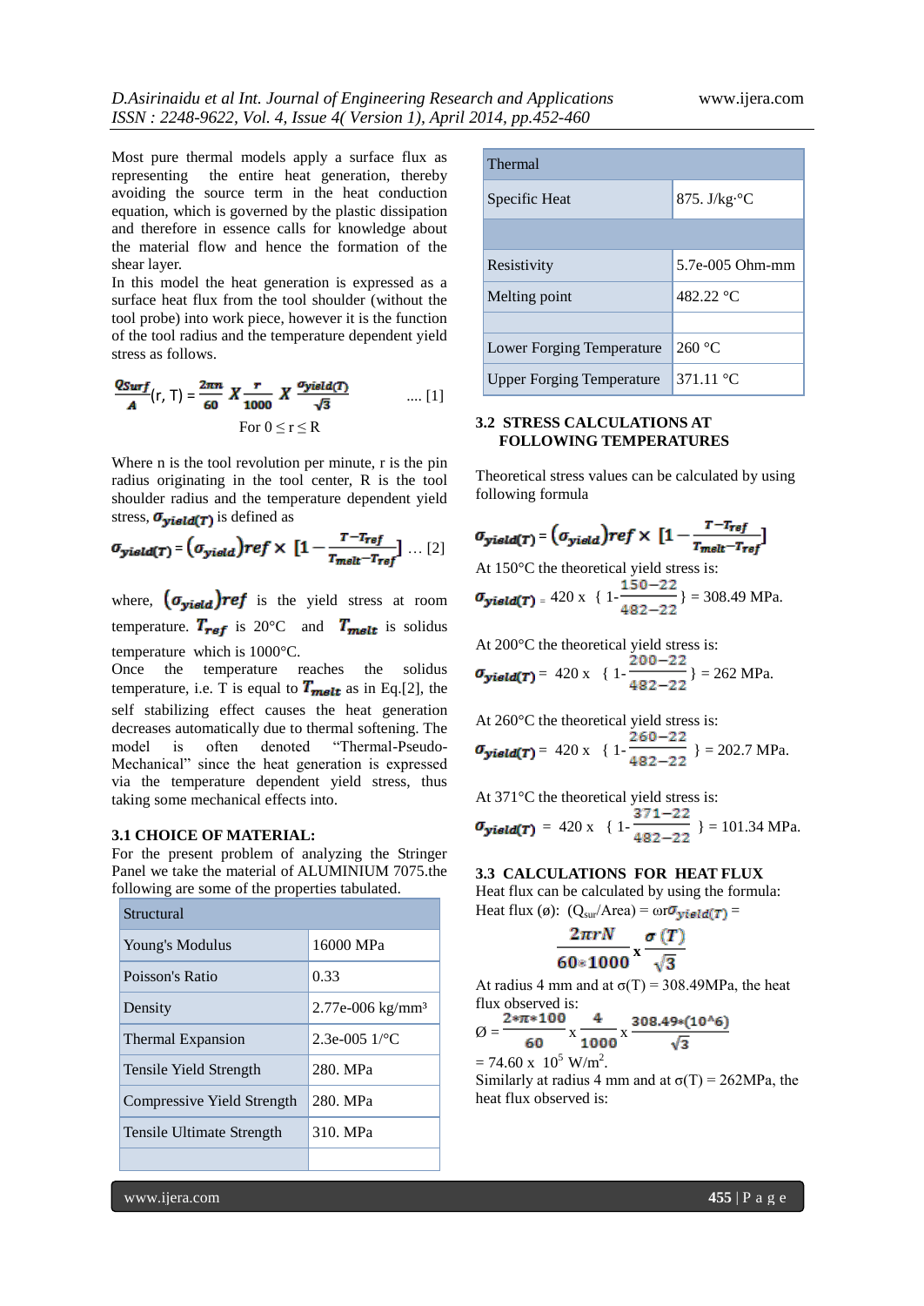Most pure thermal models apply a surface flux as representing the entire heat generation, thereby avoiding the source term in the heat conduction equation, which is governed by the plastic dissipation and therefore in essence calls for knowledge about the material flow and hence the formation of the shear layer.

In this model the heat generation is expressed as a surface heat flux from the tool shoulder (without the tool probe) into work piece, however it is the function of the tool radius and the temperature dependent yield stress as follows.

$$\frac{Q_{Surf}}{A}(r, T) = \frac{2\pi n}{60} X \frac{r}{1000} X \frac{\sigma_{yield(T)}}{\sqrt{3}} \quad .... [1]$$

For $0 \leq r \leq R$

Where n is the tool revolution per minute, r is the pin radius originating in the tool center, R is the tool shoulder radius and the temperature dependent yield stress, $\sigma_{yield(T)}$ is defined as

$$\sigma_{yield(T)} = (\sigma_{yield})ref \times [1 - \frac{T - T_{ref}}{T_{melt} - T_{ref}}] \quad ... [2]$$

where, $(\sigma_{yield})ref$ is the yield stress at room temperature. $T_{ref}$ is 20°C and $T_{melt}$ is solidus temperature which is 1000°C.

Once the temperature reaches the solidus temperature, i.e. T is equal to $T_{melt}$ as in Eq.[2], the self stabilizing effect causes the heat generation decreases automatically due to thermal softening. The model is often denoted "Thermal-Pseudo-Mechanical" since the heat generation is expressed via the temperature dependent yield stress, thus taking some mechanical effects into.

### 3.1 CHOICE OF MATERIAL:

For the present problem of analyzing the Stringer Panel we take the material of ALUMINIUM 7075.the following are some of the properties tabulated.

| Structural | |
|---|---|
| Young's Modulus | 16000 MPa |
| Poisson's Ratio | 0.33 |
| Density | 2.77e-006 kg/mm³ |
| Thermal Expansion | 2.3e-005 1/°C |
| Tensile Yield Strength | 280. MPa |
| Compressive Yield Strength | 280. MPa |
| Tensile Ultimate Strength | 310. MPa |
| | |

| Thermal | |
|---|---|
| Specific Heat | 875. J/kg·°C |
| | |
| Resistivity | 5.7e-005 Ohm-mm |
| Melting point | 482.22 °C |
| | |
| Lower Forging Temperature | 260 °C |
| Upper Forging Temperature | 371.11 °C |

### 3.2 STRESS CALCULATIONS AT FOLLOWING TEMPERATURES

Theoretical stress values can be calculated by using following formula

$$\sigma_{yield(T)} = (\sigma_{yield})ref \times [1 - \frac{T - T_{ref}}{T_{melt} - T_{ref}}]$$

At 150°C the theoretical yield stress is:

$\sigma_{yield(T)} = 420 \text{ x } \{ 1 - \frac{150-22}{482-22} \} = 308.49$ MPa.

At 200°C the theoretical yield stress is:

$\sigma_{yield(T)} = 420 \text{ x } \{ 1 - \frac{200-22}{482-22} \} = 262$ MPa.

At 260°C the theoretical yield stress is:

$\sigma_{yield(T)} = 420 \text{ x } \{ 1 - \frac{260-22}{482-22} \} = 202.7$ MPa.

At 371°C the theoretical yield stress is:

$\sigma_{yield(T)} = 420 \text{ x } \{ 1 - \frac{371-22}{482-22} \} = 101.34$ MPa.

### 3.3 CALCULATIONS FOR HEAT FLUX

Heat flux can be calculated by using the formula:

Heat flux (ø): $(Q_{sur}/\text{Area}) = \omega r \sigma_{yield(T)} = \frac{2\pi r N}{60 * 1000} \text{ x } \frac{\sigma(T)}{\sqrt{3}}$

At radius 4 mm and at σ(T) = 308.49MPa, the heat flux observed is:

$Ø = \frac{2*\pi*100}{60} \text{ x } \frac{4}{1000} \text{ x } \frac{308.49*(10^6)}{\sqrt{3}}$

$= 74.60 \text{ x } 10^5$ W/m².

Similarly at radius 4 mm and at σ(T) = 262MPa, the heat flux observed is: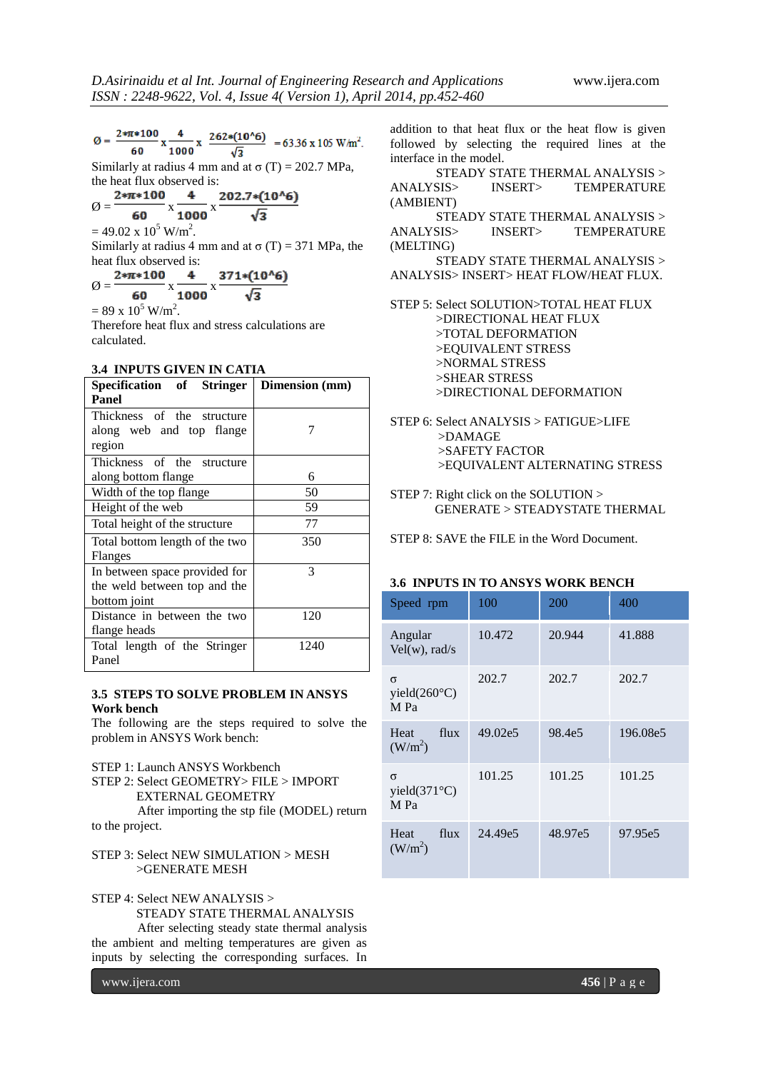$$\text{Ø} = \frac{2*\pi*100}{60} \times \frac{4}{1000} \times \frac{262*(10^6)}{\sqrt{3}} = 63.36 \times 105 \text{ W/m}^2.$$

Similarly at radius 4 mm and at σ (T) = 202.7 MPa, the heat flux observed is:

$$\text{Ø} = \frac{2*\pi*100}{60} \times \frac{4}{1000} \times \frac{202.7*(10^6)}{\sqrt{3}}$$

$= 49.02 \times 10^5$ W/m$^2$.

Similarly at radius 4 mm and at σ (T) = 371 MPa, the heat flux observed is:

$$\text{Ø} = \frac{2*\pi*100}{60} \times \frac{4}{1000} \times \frac{371*(10^6)}{\sqrt{3}}$$

$= 89 \times 10^5$ W/m$^2$.

Therefore heat flux and stress calculations are calculated.

### 3.4 INPUTS GIVEN IN CATIA

| Specification of Stringer Panel | Dimension (mm) |
|---|---|
| Thickness of the structure along web and top flange region | 7 |
| Thickness of the structure along bottom flange | 6 |
| Width of the top flange | 50 |
| Height of the web | 59 |
| Total height of the structure | 77 |
| Total bottom length of the two Flanges | 350 |
| In between space provided for the weld between top and the bottom joint | 3 |
| Distance in between the two flange heads | 120 |
| Total length of the Stringer Panel | 1240 |

### 3.5 STEPS TO SOLVE PROBLEM IN ANSYS Work bench

The following are the steps required to solve the problem in ANSYS Work bench:

STEP 1: Launch ANSYS Workbench

STEP 2: Select GEOMETRY> FILE > IMPORT EXTERNAL GEOMETRY

After importing the stp file (MODEL) return to the project.

STEP 3: Select NEW SIMULATION > MESH >GENERATE MESH

STEP 4: Select NEW ANALYSIS > STEADY STATE THERMAL ANALYSIS

After selecting steady state thermal analysis the ambient and melting temperatures are given as inputs by selecting the corresponding surfaces. In addition to that heat flux or the heat flow is given followed by selecting the required lines at the interface in the model.

STEADY STATE THERMAL ANALYSIS > ANALYSIS> INSERT> TEMPERATURE (AMBIENT)

STEADY STATE THERMAL ANALYSIS > ANALYSIS> INSERT> TEMPERATURE (MELTING)

STEADY STATE THERMAL ANALYSIS > ANALYSIS> INSERT> HEAT FLOW/HEAT FLUX.

STEP 5: Select SOLUTION>TOTAL HEAT FLUX
>DIRECTIONAL HEAT FLUX
>TOTAL DEFORMATION
>EQUIVALENT STRESS
>NORMAL STRESS
>SHEAR STRESS
>DIRECTIONAL DEFORMATION

STEP 6: Select ANALYSIS > FATIGUE>LIFE
>DAMAGE
>SAFETY FACTOR
>EQUIVALENT ALTERNATING STRESS

STEP 7: Right click on the SOLUTION > GENERATE > STEADYSTATE THERMAL

STEP 8: SAVE the FILE in the Word Document.

### 3.6 INPUTS IN TO ANSYS WORK BENCH

| Speed rpm | 100 | 200 | 400 |
|---|---|---|---|
| Angular Vel(w), rad/s | 10.472 | 20.944 | 41.888 |
| σ yield(260°C) M Pa | 202.7 | 202.7 | 202.7 |
| Heat flux (W/m$^2$) | 49.02e5 | 98.4e5 | 196.08e5 |
| σ yield(371°C) M Pa | 101.25 | 101.25 | 101.25 |
| Heat flux (W/m$^2$) | 24.49e5 | 48.97e5 | 97.95e5 |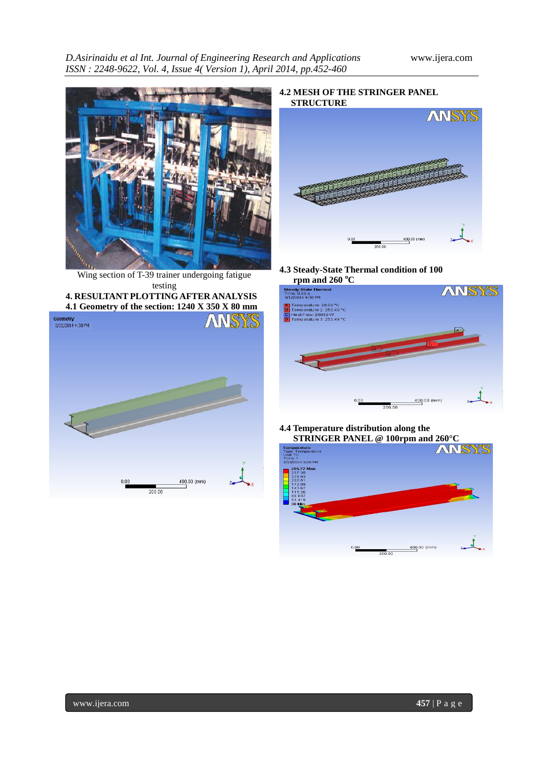Wing section of T-39 trainer undergoing fatigue testing

## 4. RESULTANT PLOTTING AFTER ANALYSIS

### 4.1 Geometry of the section: 1240 X 350 X 80 mm

### 4.2 MESH OF THE STRINGER PANEL STRUCTURE

### 4.3 Steady-State Thermal condition of 100 rpm and 260 °C

### 4.4 Temperature distribution along the STRINGER PANEL @ 100rpm and 260°C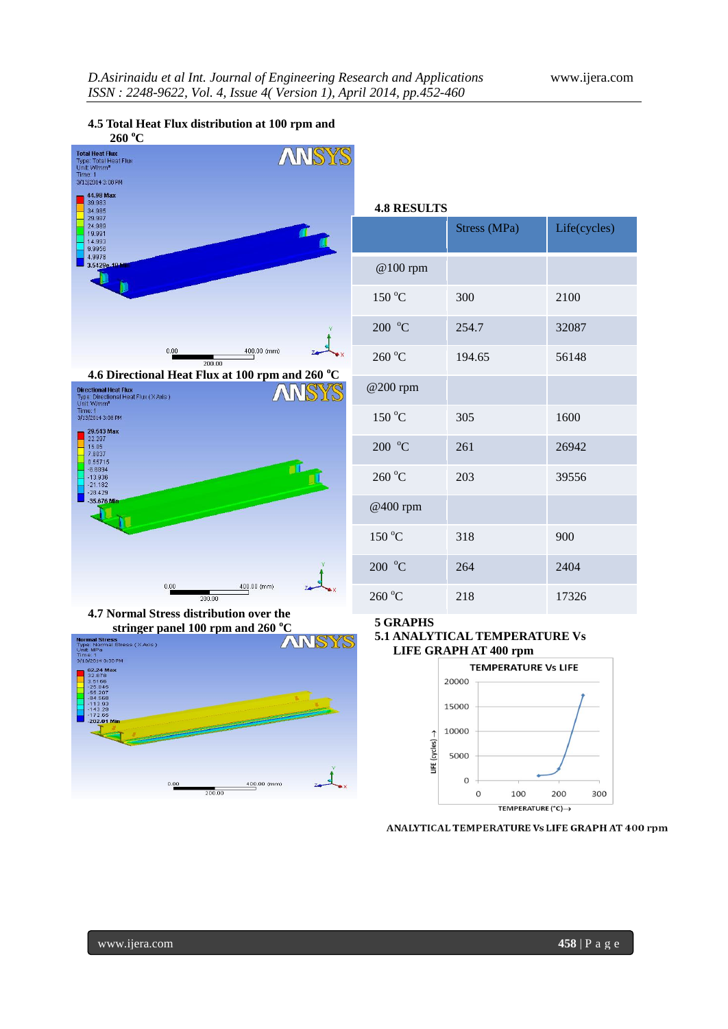### 4.5 Total Heat Flux distribution at 100 rpm and 260 °C

### 4.6 Directional Heat Flux at 100 rpm and 260 °C

### 4.7 Normal Stress distribution over the stringer panel 100 rpm and 260 °C

### 4.8 RESULTS

| | Stress (MPa) | Life(cycles) |
|---|---|---|
| @100 rpm | | |
| 150 °C | 300 | 2100 |
| 200 °C | 254.7 | 32087 |
| 260 °C | 194.65 | 56148 |
| @200 rpm | | |
| 150 °C | 305 | 1600 |
| 200 °C | 261 | 26942 |
| 260 °C | 203 | 39556 |
| @400 rpm | | |
| 150 °C | 318 | 900 |
| 200 °C | 264 | 2404 |
| 260 °C | 218 | 17326 |

## 5 GRAPHS

### 5.1 ANALYTICAL TEMPERATURE Vs LIFE GRAPH AT 400 rpm

ANALYTICAL TEMPERATURE Vs LIFE GRAPH AT 400 rpm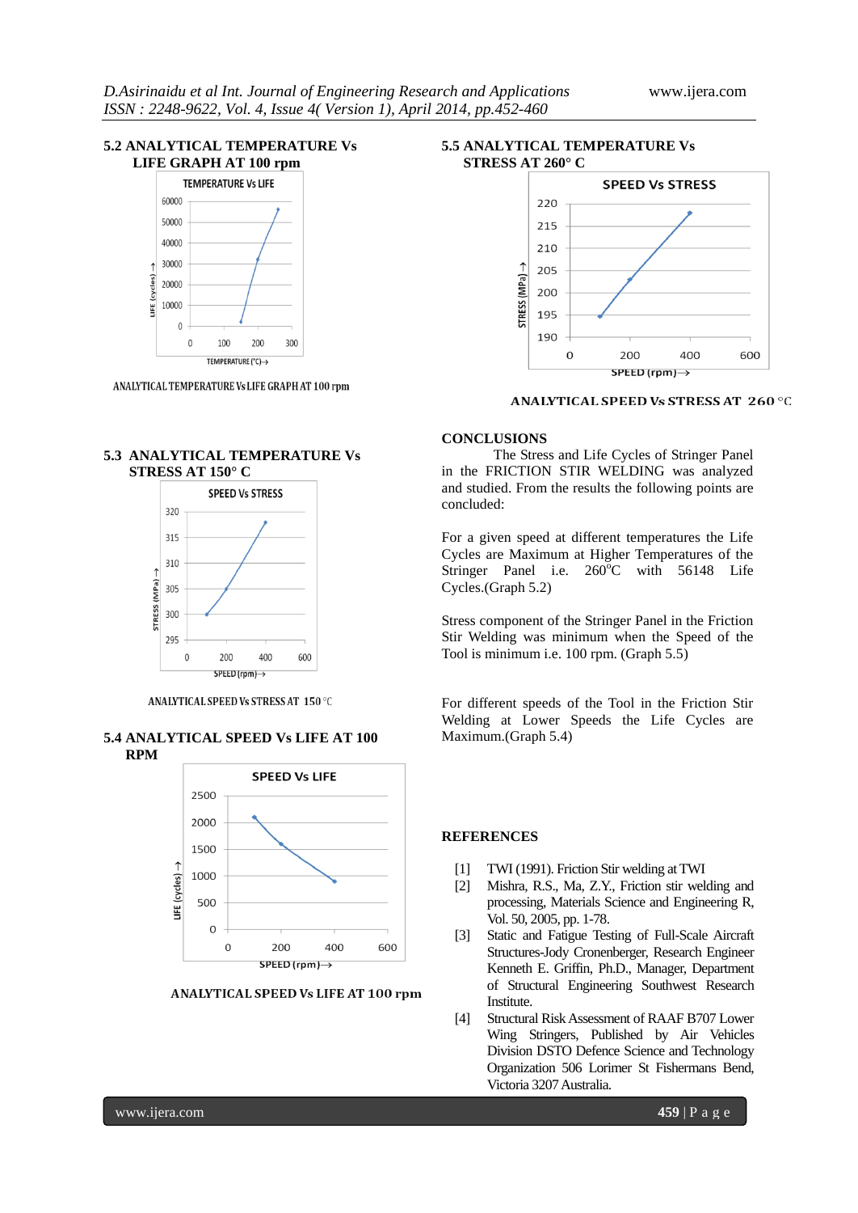### 5.2 ANALYTICAL TEMPERATURE Vs LIFE GRAPH AT 100 rpm

ANALYTICAL TEMPERATURE Vs LIFE GRAPH AT 100 rpm

### 5.3 ANALYTICAL TEMPERATURE Vs STRESS AT 150° C

ANALYTICAL SPEED Vs STRESS AT 150 °C

### 5.4 ANALYTICAL SPEED Vs LIFE AT 100 RPM

ANALYTICAL SPEED Vs LIFE AT 100 rpm

### 5.5 ANALYTICAL TEMPERATURE Vs STRESS AT 260° C

ANALYTICAL SPEED Vs STRESS AT 260 °C

## CONCLUSIONS

The Stress and Life Cycles of Stringer Panel in the FRICTION STIR WELDING was analyzed and studied. From the results the following points are concluded:

For a given speed at different temperatures the Life Cycles are Maximum at Higher Temperatures of the Stringer Panel i.e. 260°C with 56148 Life Cycles.(Graph 5.2)

Stress component of the Stringer Panel in the Friction Stir Welding was minimum when the Speed of the Tool is minimum i.e. 100 rpm. (Graph 5.5)

For different speeds of the Tool in the Friction Stir Welding at Lower Speeds the Life Cycles are Maximum.(Graph 5.4)

## REFERENCES

[1] TWI (1991). Friction Stir welding at TWI

[2] Mishra, R.S., Ma, Z.Y., Friction stir welding and processing, Materials Science and Engineering R, Vol. 50, 2005, pp. 1-78.

[3] Static and Fatigue Testing of Full-Scale Aircraft Structures-Jody Cronenberger, Research Engineer Kenneth E. Griffin, Ph.D., Manager, Department of Structural Engineering Southwest Research Institute.

[4] Structural Risk Assessment of RAAF B707 Lower Wing Stringers, Published by Air Vehicles Division DSTO Defence Science and Technology Organization 506 Lorimer St Fishermans Bend, Victoria 3207 Australia.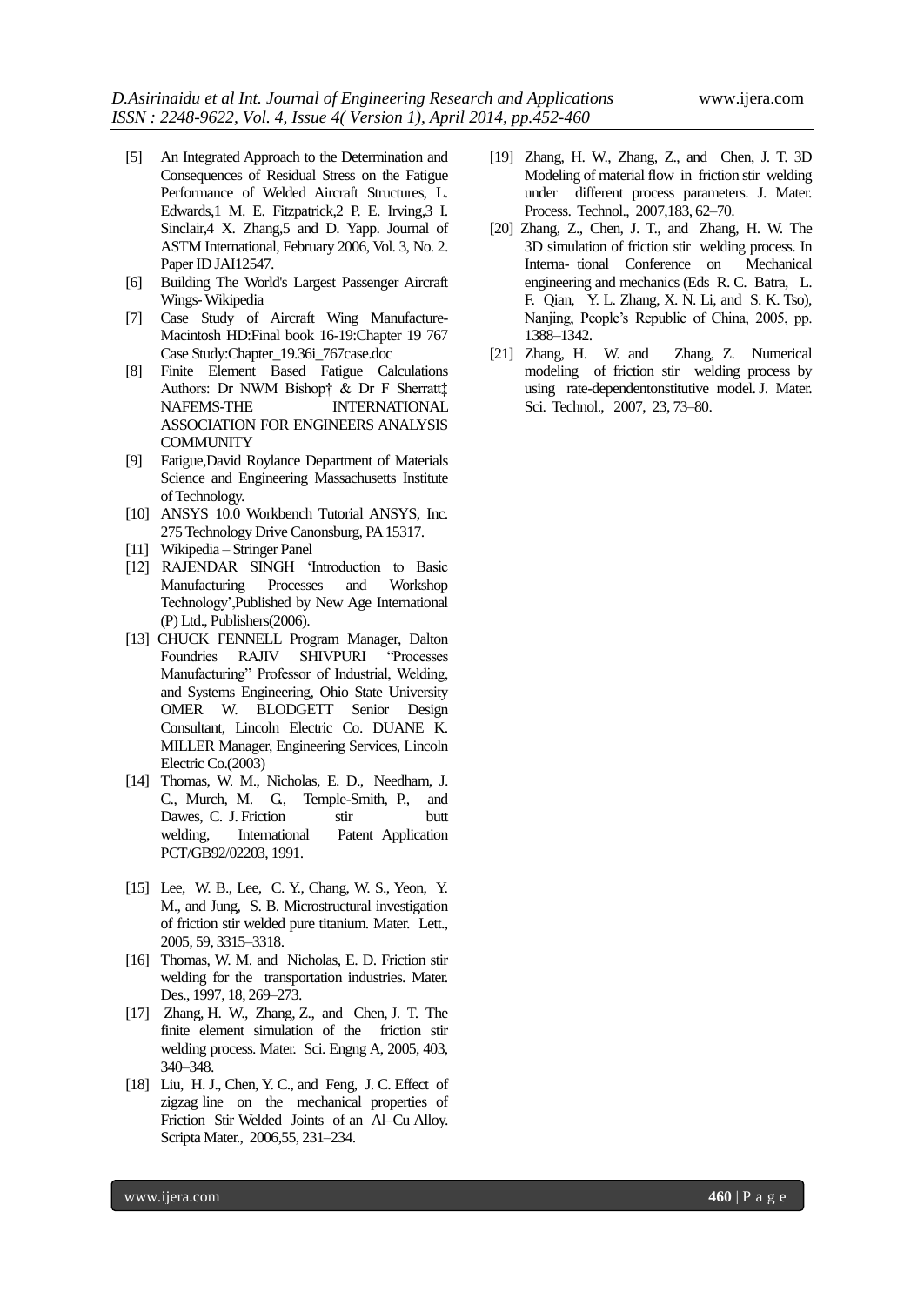[5] An Integrated Approach to the Determination and Consequences of Residual Stress on the Fatigue Performance of Welded Aircraft Structures, L. Edwards,1 M. E. Fitzpatrick,2 P. E. Irving,3 I. Sinclair,4 X. Zhang,5 and D. Yapp. Journal of ASTM International, February 2006, Vol. 3, No. 2. Paper ID JAI12547.

[6] Building The World's Largest Passenger Aircraft Wings- Wikipedia

[7] Case Study of Aircraft Wing Manufacture- Macintosh HD:Final book 16-19:Chapter 19 767 Case Study:Chapter_19.36i_767case.doc

[8] Finite Element Based Fatigue Calculations Authors: Dr NWM Bishop† & Dr F Sherratt‡ NAFEMS-THE INTERNATIONAL ASSOCIATION FOR ENGINEERS ANALYSIS COMMUNITY

[9] Fatigue,David Roylance Department of Materials Science and Engineering Massachusetts Institute of Technology.

[10] ANSYS 10.0 Workbench Tutorial ANSYS, Inc. 275 Technology Drive Canonsburg, PA 15317.

[11] Wikipedia – Stringer Panel

[12] RAJENDAR SINGH 'Introduction to Basic Manufacturing Processes and Workshop Technology',Published by New Age International (P) Ltd., Publishers(2006).

[13] CHUCK FENNELL Program Manager, Dalton Foundries RAJIV SHIVPURI "Processes Manufacturing" Professor of Industrial, Welding, and Systems Engineering, Ohio State University OMER W. BLODGETT Senior Design Consultant, Lincoln Electric Co. DUANE K. MILLER Manager, Engineering Services, Lincoln Electric Co.(2003)

[14] Thomas, W. M., Nicholas, E. D., Needham, J. C., Murch, M. G., Temple-Smith, P., and Dawes, C. J. Friction stir butt welding, International Patent Application PCT/GB92/02203, 1991.

[15] Lee, W. B., Lee, C. Y., Chang, W. S., Yeon, Y. M., and Jung, S. B. Microstructural investigation of friction stir welded pure titanium. Mater. Lett., 2005, 59, 3315–3318.

[16] Thomas, W. M. and Nicholas, E. D. Friction stir welding for the transportation industries. Mater. Des., 1997, 18, 269–273.

[17] Zhang, H. W., Zhang, Z., and Chen, J. T. The finite element simulation of the friction stir welding process. Mater. Sci. Engng A, 2005, 403, 340–348.

[18] Liu, H. J., Chen, Y. C., and Feng, J. C. Effect of zigzag line on the mechanical properties of Friction Stir Welded Joints of an Al–Cu Alloy. Scripta Mater., 2006,55, 231–234.

[19] Zhang, H. W., Zhang, Z., and Chen, J. T. 3D Modeling of material flow in friction stir welding under different process parameters. J. Mater. Process. Technol., 2007,183, 62–70.

[20] Zhang, Z., Chen, J. T., and Zhang, H. W. The 3D simulation of friction stir welding process. In Interna- tional Conference on Mechanical engineering and mechanics (Eds R. C. Batra, L. F. Qian, Y. L. Zhang, X. N. Li, and S. K. Tso), Nanjing, People's Republic of China, 2005, pp. 1388–1342.

[21] Zhang, H. W. and Zhang, Z. Numerical modeling of friction stir welding process by using rate-dependentonstitutive model. J. Mater. Sci. Technol., 2007, 23, 73–80.